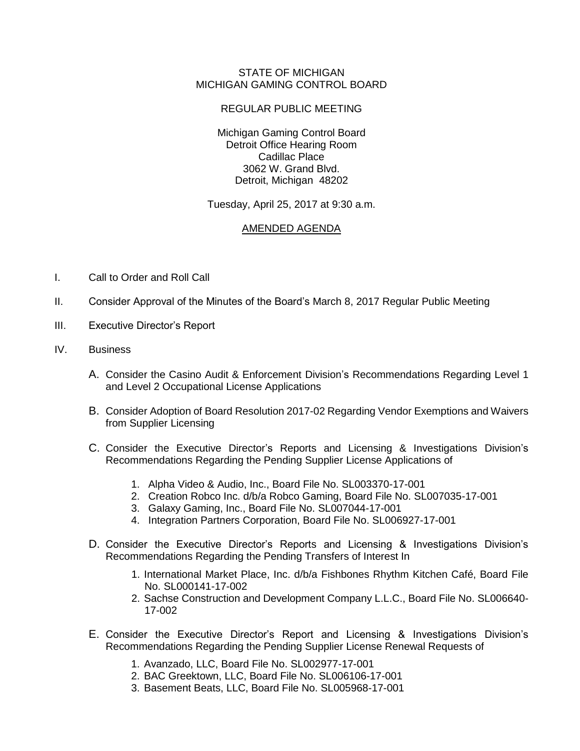STATE OF MICHIGAN
MICHIGAN GAMING CONTROL BOARD

REGULAR PUBLIC MEETING

Michigan Gaming Control Board
Detroit Office Hearing Room
Cadillac Place
3062 W. Grand Blvd.
Detroit, Michigan 48202

Tuesday, April 25, 2017 at 9:30 a.m.

AMENDED AGENDA

I. Call to Order and Roll Call

II. Consider Approval of the Minutes of the Board's March 8, 2017 Regular Public Meeting

III. Executive Director's Report

IV. Business

A. Consider the Casino Audit & Enforcement Division's Recommendations Regarding Level 1 and Level 2 Occupational License Applications

B. Consider Adoption of Board Resolution 2017-02 Regarding Vendor Exemptions and Waivers from Supplier Licensing

C. Consider the Executive Director's Reports and Licensing & Investigations Division's Recommendations Regarding the Pending Supplier License Applications of

1. Alpha Video & Audio, Inc., Board File No. SL003370-17-001
2. Creation Robco Inc. d/b/a Robco Gaming, Board File No. SL007035-17-001
3. Galaxy Gaming, Inc., Board File No. SL007044-17-001
4. Integration Partners Corporation, Board File No. SL006927-17-001

D. Consider the Executive Director's Reports and Licensing & Investigations Division's Recommendations Regarding the Pending Transfers of Interest In

1. International Market Place, Inc. d/b/a Fishbones Rhythm Kitchen Café, Board File No. SL000141-17-002
2. Sachse Construction and Development Company L.L.C., Board File No. SL006640-17-002

E. Consider the Executive Director's Report and Licensing & Investigations Division's Recommendations Regarding the Pending Supplier License Renewal Requests of

1. Avanzado, LLC, Board File No. SL002977-17-001
2. BAC Greektown, LLC, Board File No. SL006106-17-001
3. Basement Beats, LLC, Board File No. SL005968-17-001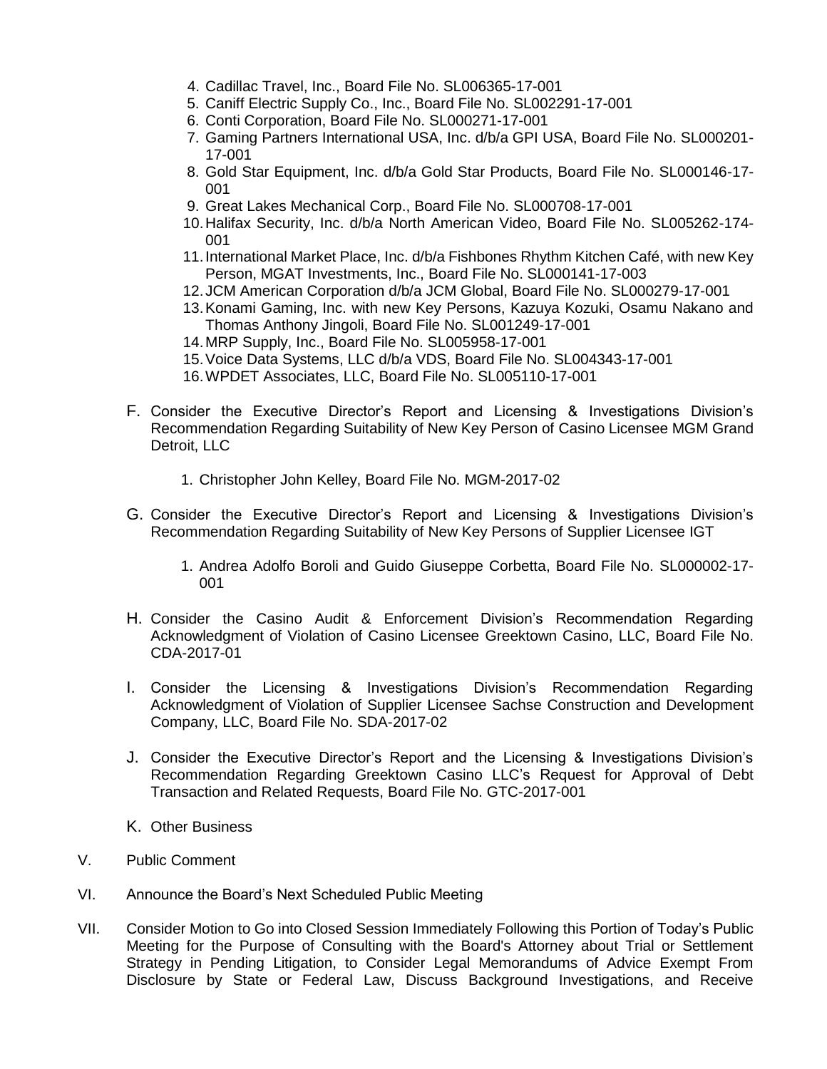4. Cadillac Travel, Inc., Board File No. SL006365-17-001
5. Caniff Electric Supply Co., Inc., Board File No. SL002291-17-001
6. Conti Corporation, Board File No. SL000271-17-001
7. Gaming Partners International USA, Inc. d/b/a GPI USA, Board File No. SL000201-17-001
8. Gold Star Equipment, Inc. d/b/a Gold Star Products, Board File No. SL000146-17-001
9. Great Lakes Mechanical Corp., Board File No. SL000708-17-001
10. Halifax Security, Inc. d/b/a North American Video, Board File No. SL005262-174-001
11. International Market Place, Inc. d/b/a Fishbones Rhythm Kitchen Café, with new Key Person, MGAT Investments, Inc., Board File No. SL000141-17-003
12. JCM American Corporation d/b/a JCM Global, Board File No. SL000279-17-001
13. Konami Gaming, Inc. with new Key Persons, Kazuya Kozuki, Osamu Nakano and Thomas Anthony Jingoli, Board File No. SL001249-17-001
14. MRP Supply, Inc., Board File No. SL005958-17-001
15. Voice Data Systems, LLC d/b/a VDS, Board File No. SL004343-17-001
16. WPDET Associates, LLC, Board File No. SL005110-17-001

F. Consider the Executive Director's Report and Licensing & Investigations Division's Recommendation Regarding Suitability of New Key Person of Casino Licensee MGM Grand Detroit, LLC

   1. Christopher John Kelley, Board File No. MGM-2017-02

G. Consider the Executive Director's Report and Licensing & Investigations Division's Recommendation Regarding Suitability of New Key Persons of Supplier Licensee IGT

   1. Andrea Adolfo Boroli and Guido Giuseppe Corbetta, Board File No. SL000002-17-001

H. Consider the Casino Audit & Enforcement Division's Recommendation Regarding Acknowledgment of Violation of Casino Licensee Greektown Casino, LLC, Board File No. CDA-2017-01

I. Consider the Licensing & Investigations Division's Recommendation Regarding Acknowledgment of Violation of Supplier Licensee Sachse Construction and Development Company, LLC, Board File No. SDA-2017-02

J. Consider the Executive Director's Report and the Licensing & Investigations Division's Recommendation Regarding Greektown Casino LLC's Request for Approval of Debt Transaction and Related Requests, Board File No. GTC-2017-001

K. Other Business

V. Public Comment

VI. Announce the Board's Next Scheduled Public Meeting

VII. Consider Motion to Go into Closed Session Immediately Following this Portion of Today's Public Meeting for the Purpose of Consulting with the Board's Attorney about Trial or Settlement Strategy in Pending Litigation, to Consider Legal Memorandums of Advice Exempt From Disclosure by State or Federal Law, Discuss Background Investigations, and Receive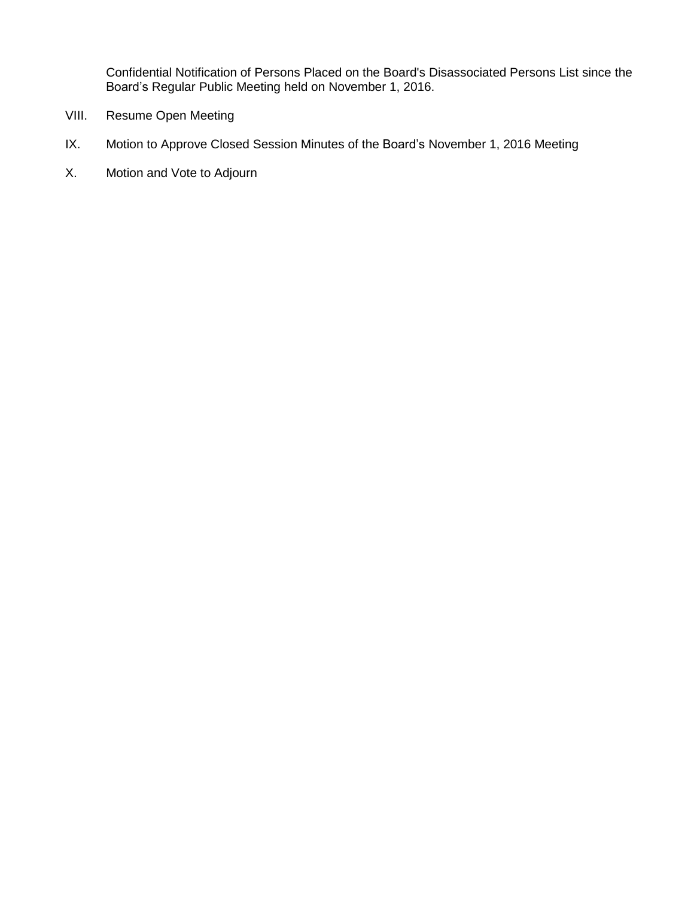Confidential Notification of Persons Placed on the Board's Disassociated Persons List since the Board’s Regular Public Meeting held on November 1, 2016.

VIII. Resume Open Meeting

IX. Motion to Approve Closed Session Minutes of the Board’s November 1, 2016 Meeting

X. Motion and Vote to Adjourn